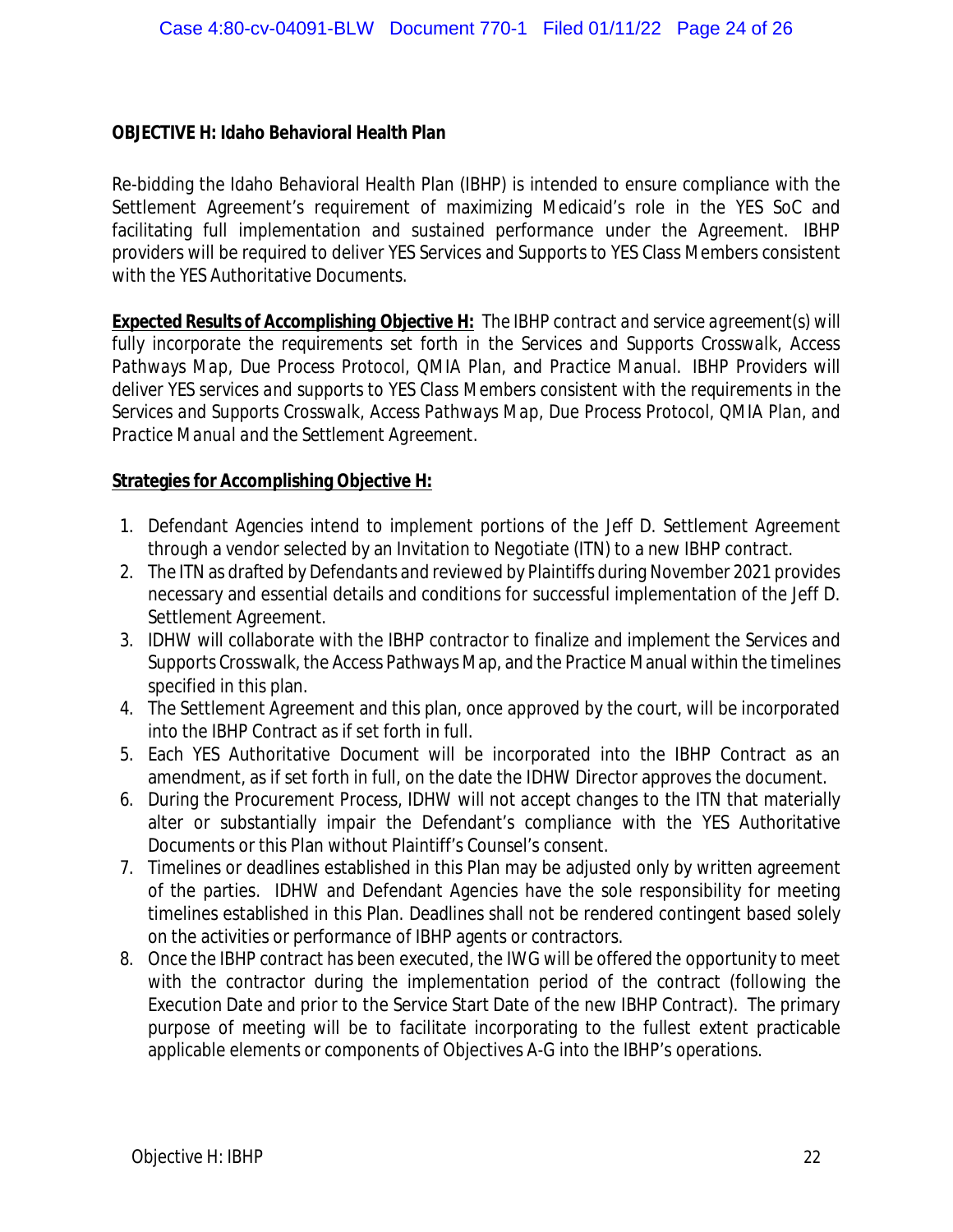**OBJECTIVE H: Idaho Behavioral Health Plan**

Re-bidding the Idaho Behavioral Health Plan (IBHP) is intended to ensure compliance with the Settlement Agreement's requirement of maximizing Medicaid's role in the YES SoC and facilitating full implementation and sustained performance under the Agreement. IBHP providers will be required to deliver YES Services and Supports to YES Class Members consistent with the YES Authoritative Documents.

**Expected Results of Accomplishing Objective H:** *The IBHP contract and service agreement(s) will fully incorporate the requirements set forth in the Services and Supports Crosswalk, Access Pathways Map, Due Process Protocol, QMIA Plan, and Practice Manual. IBHP Providers will deliver YES services and supports to YES Class Members consistent with the requirements in the Services and Supports Crosswalk, Access Pathways Map, Due Process Protocol, QMIA Plan, and Practice Manual and the Settlement Agreement.*

**Strategies for Accomplishing Objective H:**

1. Defendant Agencies intend to implement portions of the Jeff D. Settlement Agreement through a vendor selected by an Invitation to Negotiate (ITN) to a new IBHP contract.
2. The ITN as drafted by Defendants and reviewed by Plaintiffs during November 2021 provides necessary and essential details and conditions for successful implementation of the Jeff D. Settlement Agreement.
3. IDHW will collaborate with the IBHP contractor to finalize and implement the Services and Supports Crosswalk, the Access Pathways Map, and the Practice Manual within the timelines specified in this plan.
4. The Settlement Agreement and this plan, once approved by the court, will be incorporated into the IBHP Contract as if set forth in full.
5. Each YES Authoritative Document will be incorporated into the IBHP Contract as an amendment, as if set forth in full, on the date the IDHW Director approves the document.
6. During the Procurement Process, IDHW will not accept changes to the ITN that materially alter or substantially impair the Defendant's compliance with the YES Authoritative Documents or this Plan without Plaintiff's Counsel's consent.
7. Timelines or deadlines established in this Plan may be adjusted only by written agreement of the parties. IDHW and Defendant Agencies have the sole responsibility for meeting timelines established in this Plan. Deadlines shall not be rendered contingent based solely on the activities or performance of IBHP agents or contractors.
8. Once the IBHP contract has been executed, the IWG will be offered the opportunity to meet with the contractor during the implementation period of the contract (following the Execution Date and prior to the Service Start Date of the new IBHP Contract). The primary purpose of meeting will be to facilitate incorporating to the fullest extent practicable applicable elements or components of Objectives A-G into the IBHP's operations.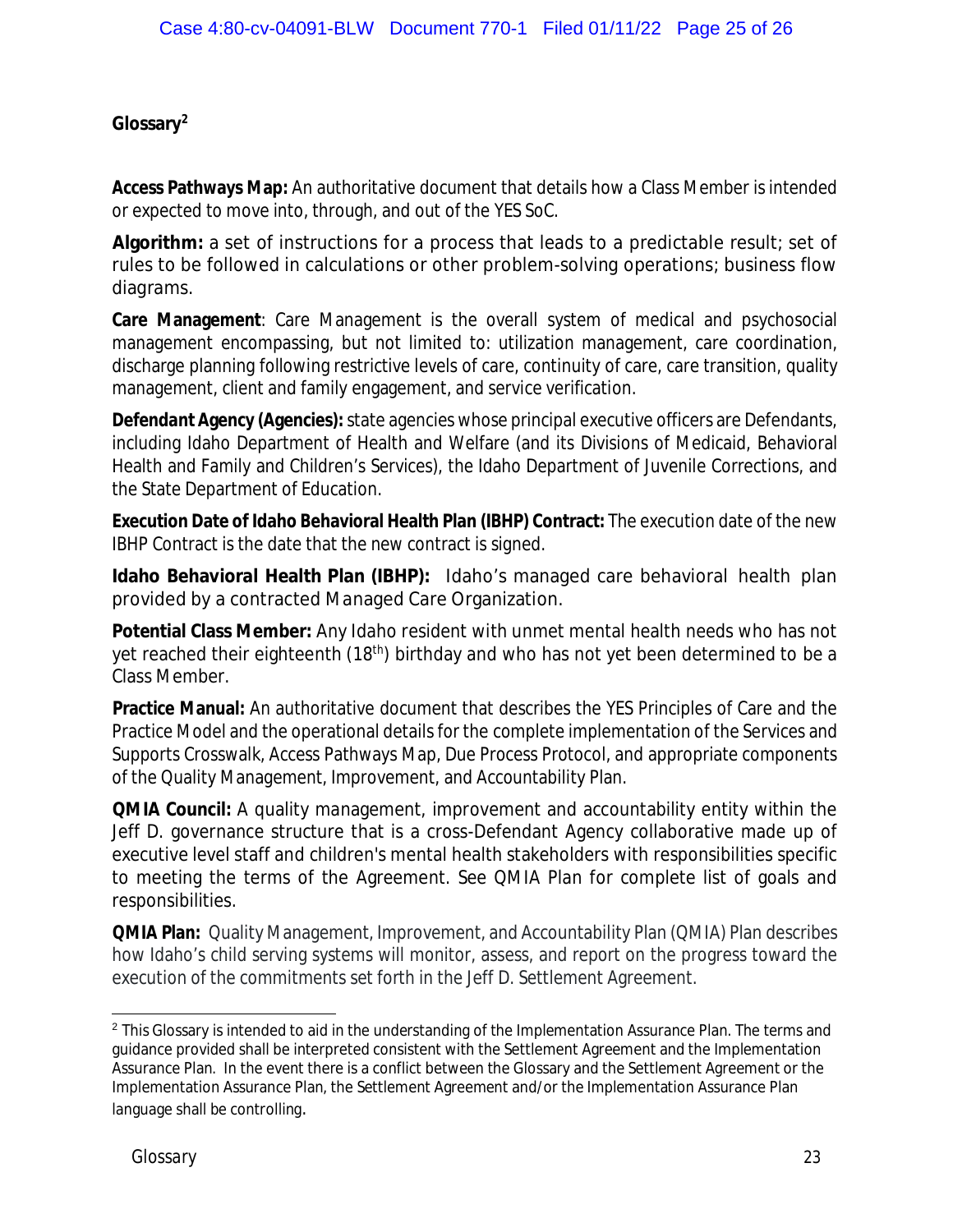## Glossary[2]

**Access Pathways Map:** An authoritative document that details how a Class Member is intended or expected to move into, through, and out of the YES SoC.

**Algorithm:** a set of instructions for a process that leads to a predictable result; set of rules to be followed in calculations or other problem-solving operations; business flow diagrams.

**Care Management**: Care Management is the overall system of medical and psychosocial management encompassing, but not limited to: utilization management, care coordination, discharge planning following restrictive levels of care, continuity of care, care transition, quality management, client and family engagement, and service verification.

**Defendant Agency (Agencies):** state agencies whose principal executive officers are Defendants, including Idaho Department of Health and Welfare (and its Divisions of Medicaid, Behavioral Health and Family and Children's Services), the Idaho Department of Juvenile Corrections, and the State Department of Education.

**Execution Date of Idaho Behavioral Health Plan (IBHP) Contract:** The execution date of the new IBHP Contract is the date that the new contract is signed.

**Idaho Behavioral Health Plan (IBHP):** Idaho's managed care behavioral health plan provided by a contracted Managed Care Organization.

**Potential Class Member:** Any Idaho resident with unmet mental health needs who has not yet reached their eighteenth (18th) birthday and who has not yet been determined to be a Class Member.

**Practice Manual:** An authoritative document that describes the YES Principles of Care and the Practice Model and the operational details for the complete implementation of the Services and Supports Crosswalk, Access Pathways Map, Due Process Protocol, and appropriate components of the Quality Management, Improvement, and Accountability Plan.

**QMIA Council:** A quality management, improvement and accountability entity within the Jeff D. governance structure that is a cross-Defendant Agency collaborative made up of executive level staff and children's mental health stakeholders with responsibilities specific to meeting the terms of the Agreement. See QMIA Plan for complete list of goals and responsibilities.

**QMIA Plan:** Quality Management, Improvement, and Accountability Plan (QMIA) Plan describes how Idaho's child serving systems will monitor, assess, and report on the progress toward the execution of the commitments set forth in the Jeff D. Settlement Agreement.

---

[2] This Glossary is intended to aid in the understanding of the Implementation Assurance Plan. The terms and guidance provided shall be interpreted consistent with the Settlement Agreement and the Implementation Assurance Plan. In the event there is a conflict between the Glossary and the Settlement Agreement or the Implementation Assurance Plan, the Settlement Agreement and/or the Implementation Assurance Plan language shall be controlling.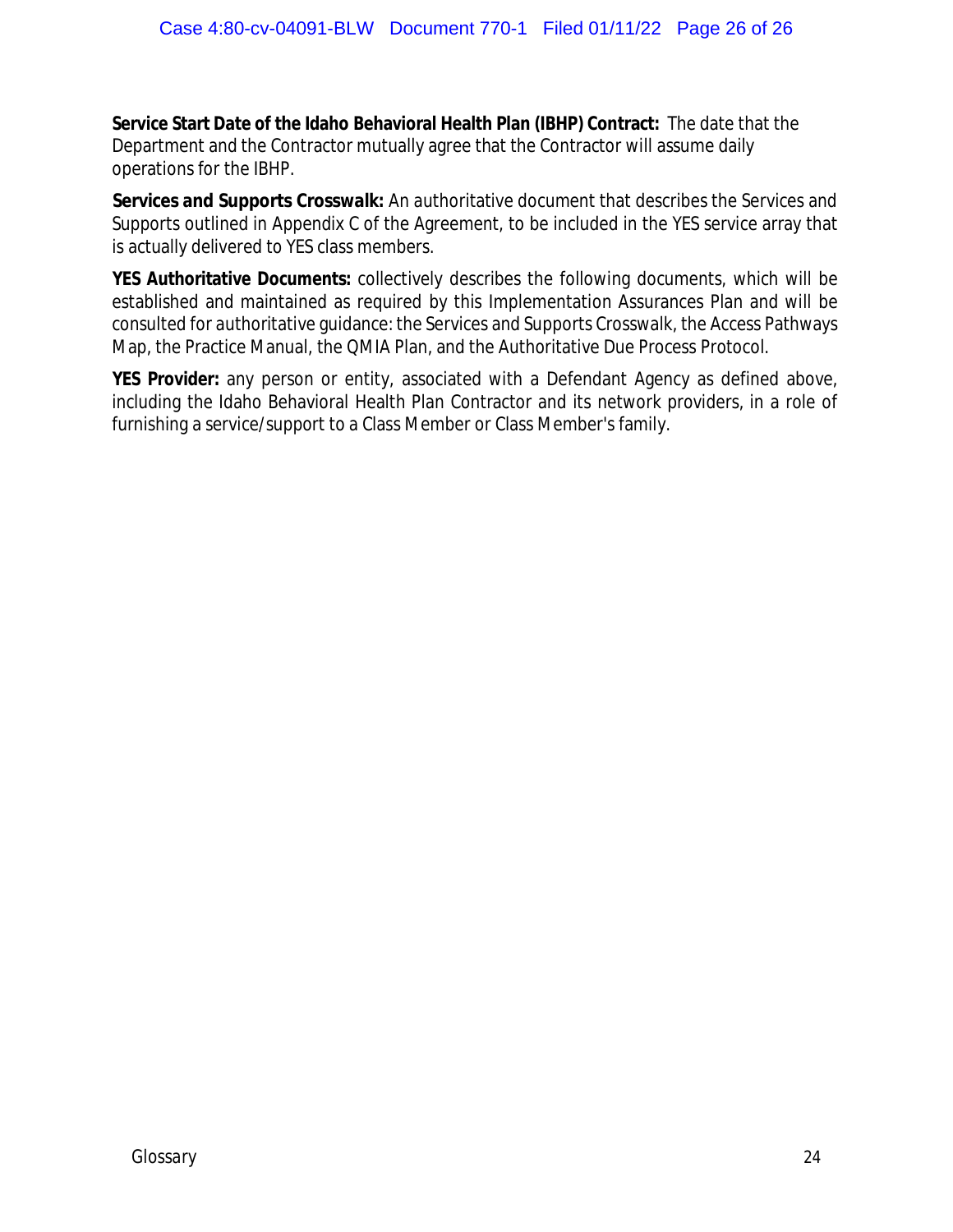**Service Start Date of the Idaho Behavioral Health Plan (IBHP) Contract:** The date that the Department and the Contractor mutually agree that the Contractor will assume daily operations for the IBHP.

**Services and Supports Crosswalk:** An authoritative document that describes the Services and Supports outlined in Appendix C of the Agreement, to be included in the YES service array that is actually delivered to YES class members.

**YES Authoritative Documents:** collectively describes the following documents, which will be established and maintained as required by this Implementation Assurances Plan and will be consulted for authoritative guidance: the Services and Supports Crosswalk, the Access Pathways Map, the Practice Manual, the QMIA Plan, and the Authoritative Due Process Protocol.

**YES Provider:** any person or entity, associated with a Defendant Agency as defined above, including the Idaho Behavioral Health Plan Contractor and its network providers, in a role of furnishing a service/support to a Class Member or Class Member's family.